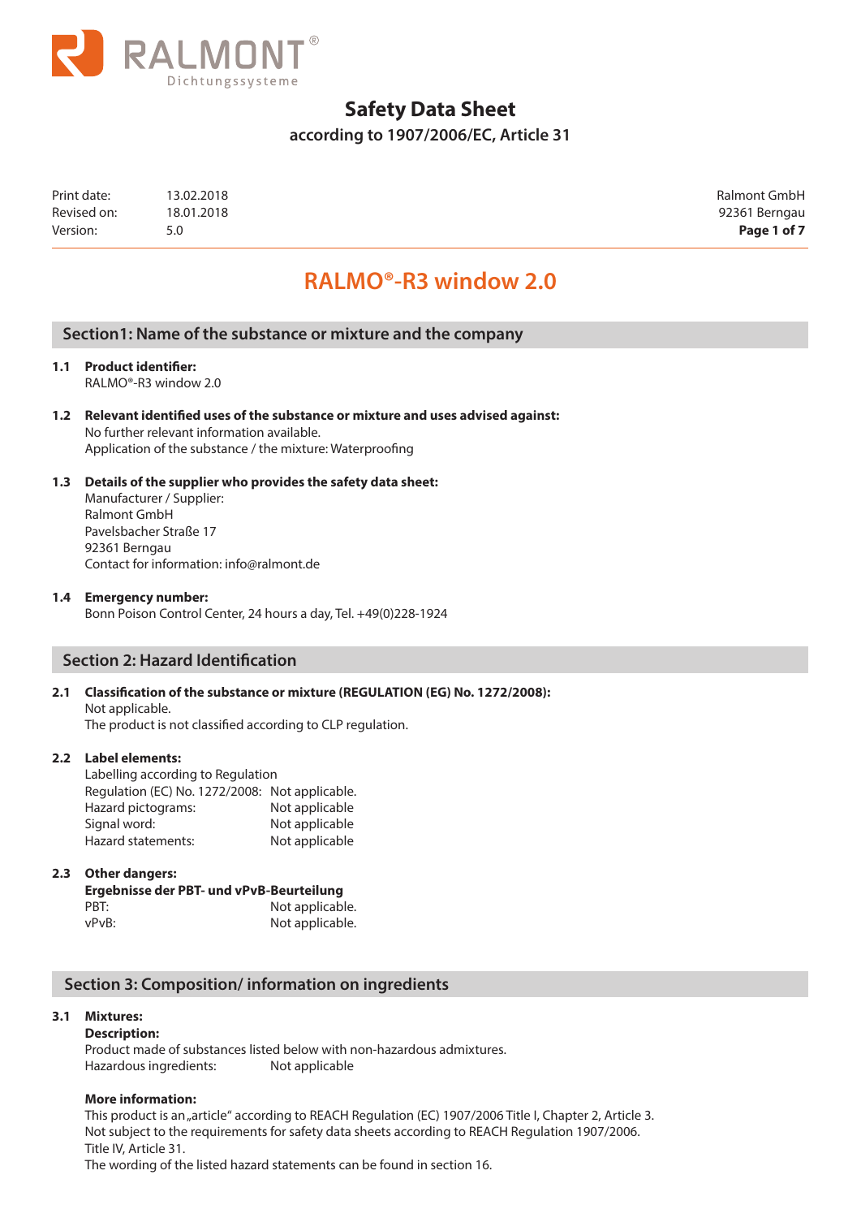RALMONT®
Dichtungssysteme

# Safety Data Sheet

according to 1907/2006/EC, Article 31

| | | |
|---|---|---|
| Print date: | 13.02.2018 | Ralmont GmbH |
| Revised on: | 18.01.2018 | 92361 Berngau |
| Version: | 5.0 | |

## RALMO®-R3 window 2.0

## Section1: Name of the substance or mixture and the company

**1.1 Product identifier:**
RALMO®-R3 window 2.0

**1.2 Relevant identified uses of the substance or mixture and uses advised against:**
No further relevant information available.
Application of the substance / the mixture: Waterproofing

**1.3 Details of the supplier who provides the safety data sheet:**
Manufacturer / Supplier:
Ralmont GmbH
Pavelsbacher Straße 17
92361 Berngau
Contact for information: info@ralmont.de

**1.4 Emergency number:**
Bonn Poison Control Center, 24 hours a day, Tel. +49(0)228-1924

## Section 2: Hazard Identification

**2.1 Classification of the substance or mixture (REGULATION (EG) No. 1272/2008):**
Not applicable.
The product is not classified according to CLP regulation.

**2.2 Label elements:**
Labelling according to Regulation

| | |
|---|---|
| Regulation (EC) No. 1272/2008: | Not applicable. |
| Hazard pictograms: | Not applicable |
| Signal word: | Not applicable |
| Hazard statements: | Not applicable |

**2.3 Other dangers:**
**Ergebnisse der PBT- und vPvB-Beurteilung**

| | |
|---|---|
| PBT: | Not applicable. |
| vPvB: | Not applicable. |

## Section 3: Composition/ information on ingredients

**3.1 Mixtures:**
**Description:**
Product made of substances listed below with non-hazardous admixtures.
Hazardous ingredients: Not applicable

**More information:**
This product is an „article" according to REACH Regulation (EC) 1907/2006 Title I, Chapter 2, Article 3.
Not subject to the requirements for safety data sheets according to REACH Regulation 1907/2006.
Title IV, Article 31.
The wording of the listed hazard statements can be found in section 16.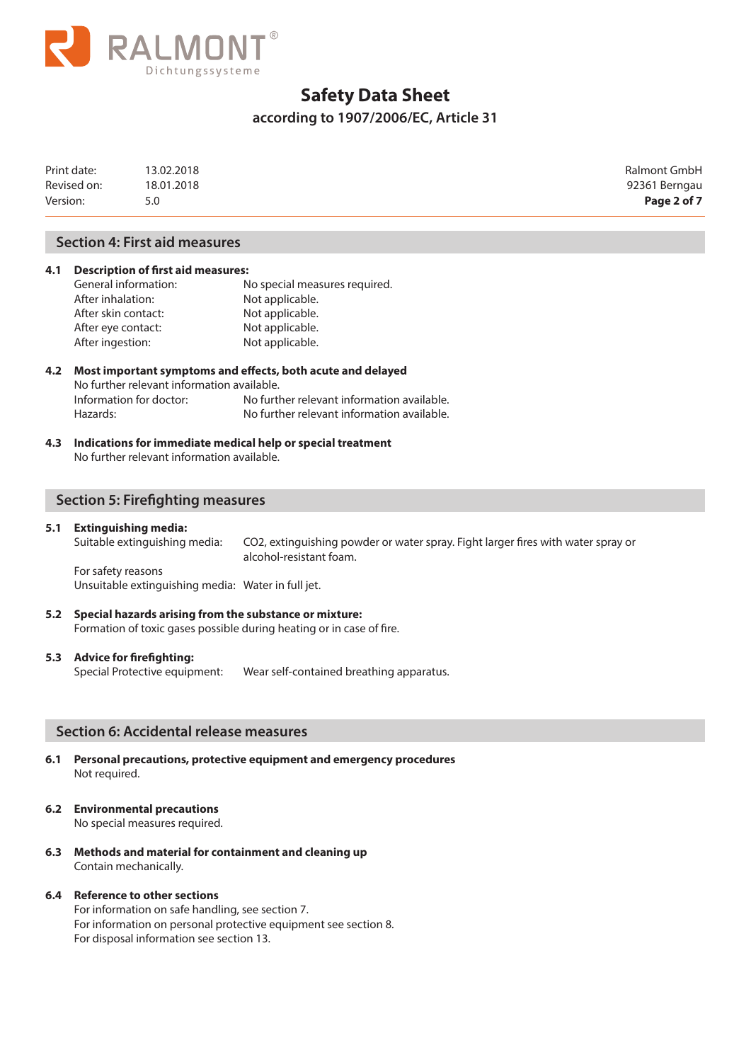## Section 4: First aid measures

**4.1 Description of first aid measures:**

| | |
|---|---|
| General information: | No special measures required. |
| After inhalation: | Not applicable. |
| After skin contact: | Not applicable. |
| After eye contact: | Not applicable. |
| After ingestion: | Not applicable. |

**4.2 Most important symptoms and effects, both acute and delayed**

No further relevant information available.

| | |
|---|---|
| Information for doctor: | No further relevant information available. |
| Hazards: | No further relevant information available. |

**4.3 Indications for immediate medical help or special treatment**

No further relevant information available.

## Section 5: Firefighting measures

**5.1 Extinguishing media:**

| | |
|---|---|
| Suitable extinguishing media: | $CO_2$, extinguishing powder or water spray. Fight larger fires with water spray or alcohol-resistant foam. |

For safety reasons

| | |
|---|---|
| Unsuitable extinguishing media: | Water in full jet. |

**5.2 Special hazards arising from the substance or mixture:**

Formation of toxic gases possible during heating or in case of fire.

**5.3 Advice for firefighting:**

| | |
|---|---|
| Special Protective equipment: | Wear self-contained breathing apparatus. |

## Section 6: Accidental release measures

**6.1 Personal precautions, protective equipment and emergency procedures**

Not required.

**6.2 Environmental precautions**

No special measures required.

**6.3 Methods and material for containment and cleaning up**

Contain mechanically.

**6.4 Reference to other sections**

For information on safe handling, see section 7.
For information on personal protective equipment see section 8.
For disposal information see section 13.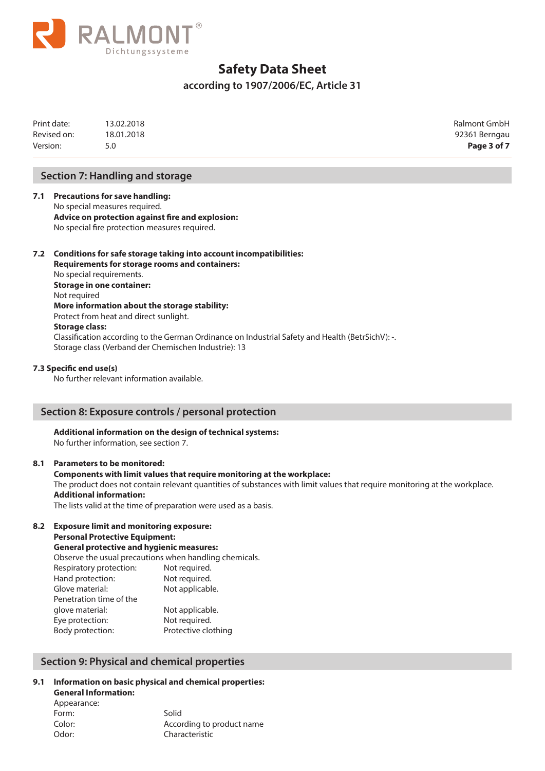## Section 7: Handling and storage

**7.1 Precautions for save handling:**
No special measures required.
**Advice on protection against fire and explosion:**
No special fire protection measures required.

**7.2 Conditions for safe storage taking into account incompatibilities:**
**Requirements for storage rooms and containers:**
No special requirements.
**Storage in one container:**
Not required
**More information about the storage stability:**
Protect from heat and direct sunlight.
**Storage class:**
Classification according to the German Ordinance on Industrial Safety and Health (BetrSichV): -.
Storage class (Verband der Chemischen Industrie): 13

**7.3 Specific end use(s)**
No further relevant information available.

## Section 8: Exposure controls / personal protection

**Additional information on the design of technical systems:**
No further information, see section 7.

**8.1 Parameters to be monitored:**
**Components with limit values that require monitoring at the workplace:**
The product does not contain relevant quantities of substances with limit values that require monitoring at the workplace.
**Additional information:**
The lists valid at the time of preparation were used as a basis.

**8.2 Exposure limit and monitoring exposure:**
**Personal Protective Equipment:**
**General protective and hygienic measures:**
Observe the usual precautions when handling chemicals.

| | |
|---|---|
| Respiratory protection: | Not required. |
| Hand protection: | Not required. |
| Glove material: | Not applicable. |
| Penetration time of the glove material: | Not applicable. |
| Eye protection: | Not required. |
| Body protection: | Protective clothing |

## Section 9: Physical and chemical properties

**9.1 Information on basic physical and chemical properties:**
**General Information:**
Appearance:

| | |
|---|---|
| Form: | Solid |
| Color: | According to product name |
| Odor: | Characteristic |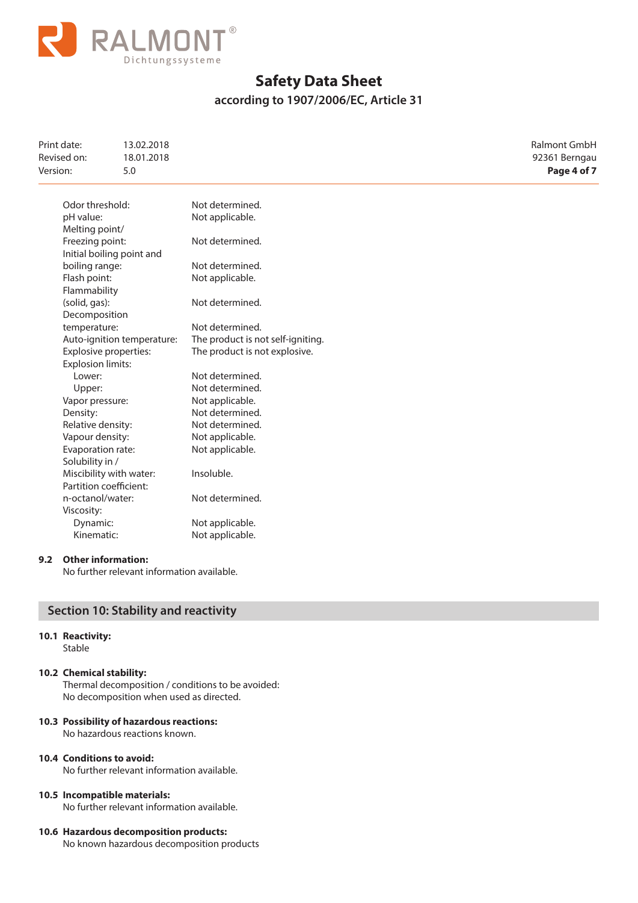| | |
|---|---|
| Odor threshold: | Not determined. |
| pH value: | Not applicable. |
| Melting point/ Freezing point: | Not determined. |
| Initial boiling point and boiling range: | Not determined. |
| Flash point: | Not applicable. |
| Flammability (solid, gas): | Not determined. |
| Decomposition temperature: | Not determined. |
| Auto-ignition temperature: | The product is not self-igniting. |
| Explosive properties: | The product is not explosive. |
| Explosion limits: | |
| Lower: | Not determined. |
| Upper: | Not determined. |
| Vapor pressure: | Not applicable. |
| Density: | Not determined. |
| Relative density: | Not determined. |
| Vapour density: | Not applicable. |
| Evaporation rate: | Not applicable. |
| Solubility in / Miscibility with water: | Insoluble. |
| Partition coefficient: n-octanol/water: | Not determined. |
| Viscosity: | |
| Dynamic: | Not applicable. |
| Kinematic: | Not applicable. |

**9.2 Other information:**
No further relevant information available.

## Section 10: Stability and reactivity

**10.1 Reactivity:**
Stable

**10.2 Chemical stability:**
Thermal decomposition / conditions to be avoided:
No decomposition when used as directed.

**10.3 Possibility of hazardous reactions:**
No hazardous reactions known.

**10.4 Conditions to avoid:**
No further relevant information available.

**10.5 Incompatible materials:**
No further relevant information available.

**10.6 Hazardous decomposition products:**
No known hazardous decomposition products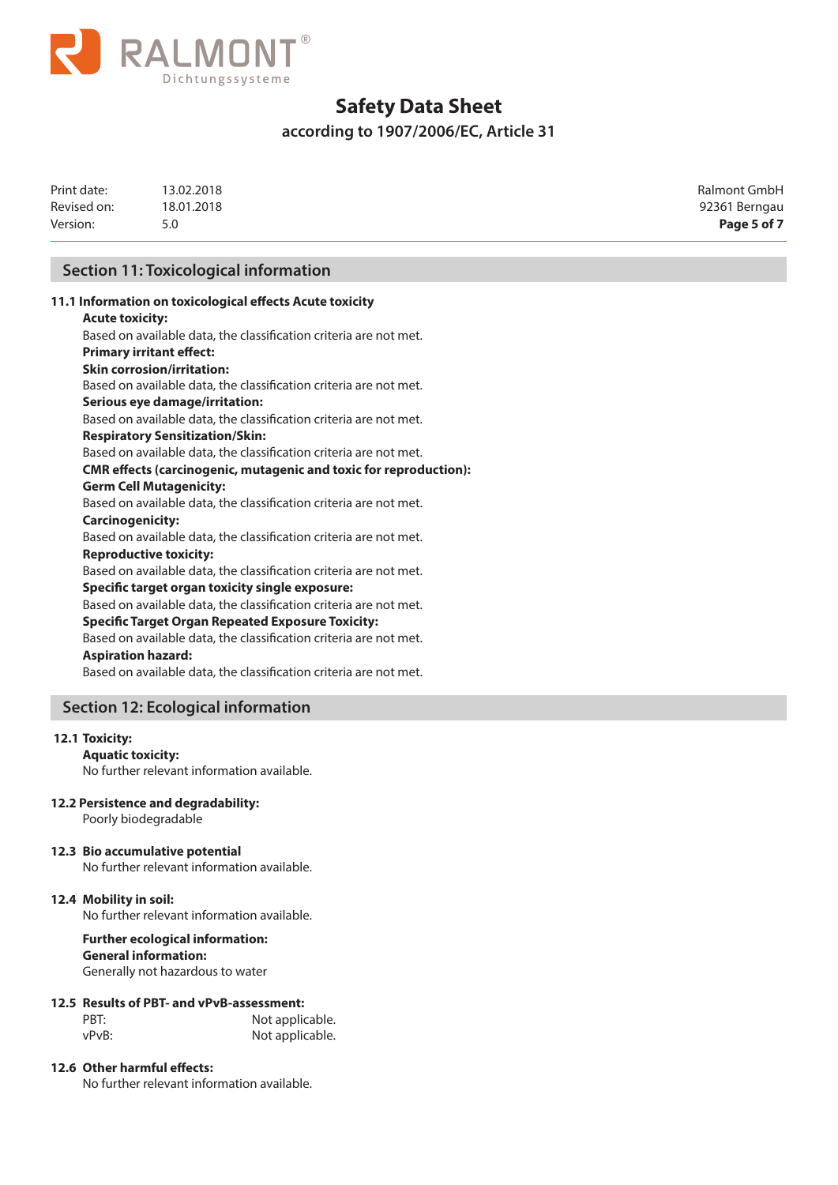## Section 11: Toxicological information

**11.1 Information on toxicological effects Acute toxicity**

**Acute toxicity:**
Based on available data, the classification criteria are not met.

**Primary irritant effect:**

**Skin corrosion/irritation:**
Based on available data, the classification criteria are not met.

**Serious eye damage/irritation:**
Based on available data, the classification criteria are not met.

**Respiratory Sensitization/Skin:**
Based on available data, the classification criteria are not met.

**CMR effects (carcinogenic, mutagenic and toxic for reproduction):**

**Germ Cell Mutagenicity:**
Based on available data, the classification criteria are not met.

**Carcinogenicity:**
Based on available data, the classification criteria are not met.

**Reproductive toxicity:**
Based on available data, the classification criteria are not met.

**Specific target organ toxicity single exposure:**
Based on available data, the classification criteria are not met.

**Specific Target Organ Repeated Exposure Toxicity:**
Based on available data, the classification criteria are not met.

**Aspiration hazard:**
Based on available data, the classification criteria are not met.

## Section 12: Ecological information

**12.1 Toxicity:**

**Aquatic toxicity:**
No further relevant information available.

**12.2 Persistence and degradability:**
Poorly biodegradable

**12.3 Bio accumulative potential**
No further relevant information available.

**12.4 Mobility in soil:**
No further relevant information available.

**Further ecological information:**
**General information:**
Generally not hazardous to water

**12.5 Results of PBT- and vPvB-assessment:**

| | |
|---|---|
| PBT: | Not applicable. |
| vPvB: | Not applicable. |

**12.6 Other harmful effects:**
No further relevant information available.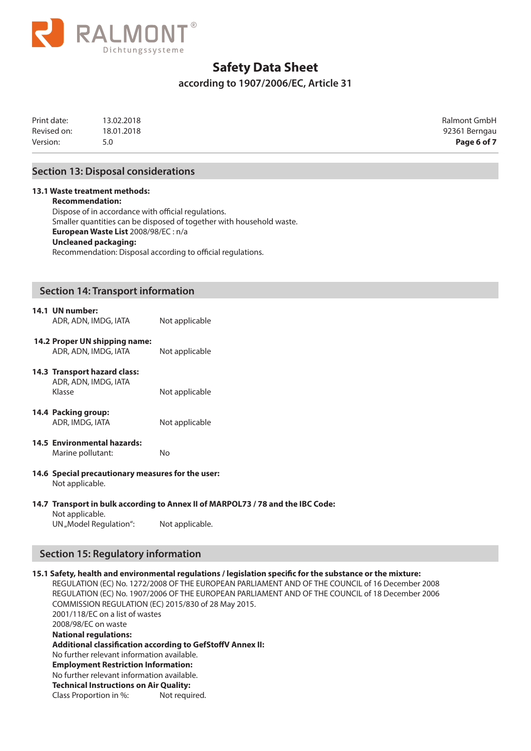## Section 13: Disposal considerations

**13.1 Waste treatment methods:**

**Recommendation:**

Dispose of in accordance with official regulations.
Smaller quantities can be disposed of together with household waste.

**European Waste List** 2008/98/EC : n/a

**Uncleaned packaging:**

Recommendation: Disposal according to official regulations.

## Section 14: Transport information

**14.1 UN number:**

ADR, ADN, IMDG, IATA    Not applicable

**14.2 Proper UN shipping name:**

ADR, ADN, IMDG, IATA    Not applicable

**14.3 Transport hazard class:**

ADR, ADN, IMDG, IATA
Klasse    Not applicable

**14.4 Packing group:**

ADR, IMDG, IATA    Not applicable

**14.5 Environmental hazards:**

Marine pollutant:    No

**14.6 Special precautionary measures for the user:**

Not applicable.

**14.7 Transport in bulk according to Annex II of MARPOL73 / 78 and the IBC Code:**

Not applicable.
UN „Model Regulation":    Not applicable.

## Section 15: Regulatory information

**15.1 Safety, health and environmental regulations / legislation specific for the substance or the mixture:**

REGULATION (EC) No. 1272/2008 OF THE EUROPEAN PARLIAMENT AND OF THE COUNCIL of 16 December 2008
REGULATION (EC) No. 1907/2006 OF THE EUROPEAN PARLIAMENT AND OF THE COUNCIL of 18 December 2006
COMMISSION REGULATION (EC) 2015/830 of 28 May 2015.
2001/118/EC on a list of wastes
2008/98/EC on waste

**National regulations:**

**Additional classification according to GefStoffV Annex II:**

No further relevant information available.

**Employment Restriction Information:**

No further relevant information available.

**Technical Instructions on Air Quality:**

Class Proportion in %:    Not required.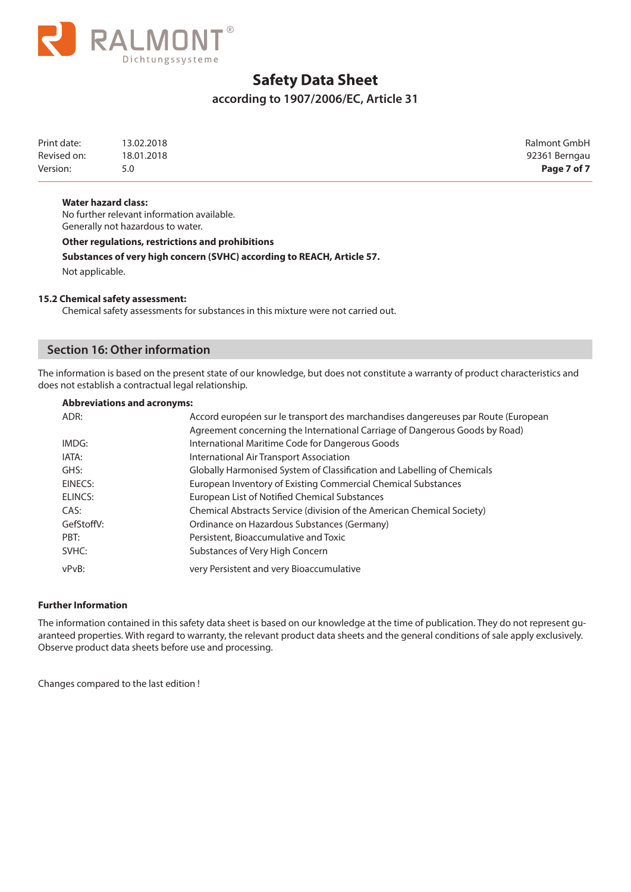**Water hazard class:**
No further relevant information available.
Generally not hazardous to water.

**Other regulations, restrictions and prohibitions**

**Substances of very high concern (SVHC) according to REACH, Article 57.**

Not applicable.

**15.2 Chemical safety assessment:**
Chemical safety assessments for substances in this mixture were not carried out.

## Section 16: Other information

The information is based on the present state of our knowledge, but does not constitute a warranty of product characteristics and does not establish a contractual legal relationship.

**Abbreviations and acronyms:**

| | |
|---|---|
| ADR: | Accord européen sur le transport des marchandises dangereuses par Route (European Agreement concerning the International Carriage of Dangerous Goods by Road) |
| IMDG: | International Maritime Code for Dangerous Goods |
| IATA: | International Air Transport Association |
| GHS: | Globally Harmonised System of Classification and Labelling of Chemicals |
| EINECS: | European Inventory of Existing Commercial Chemical Substances |
| ELINCS: | European List of Notified Chemical Substances |
| CAS: | Chemical Abstracts Service (division of the American Chemical Society) |
| GefStoffV: | Ordinance on Hazardous Substances (Germany) |
| PBT: | Persistent, Bioaccumulative and Toxic |
| SVHC: | Substances of Very High Concern |
| vPvB: | very Persistent and very Bioaccumulative |

**Further Information**

The information contained in this safety data sheet is based on our knowledge at the time of publication. They do not represent guaranteed properties. With regard to warranty, the relevant product data sheets and the general conditions of sale apply exclusively. Observe product data sheets before use and processing.

Changes compared to the last edition !